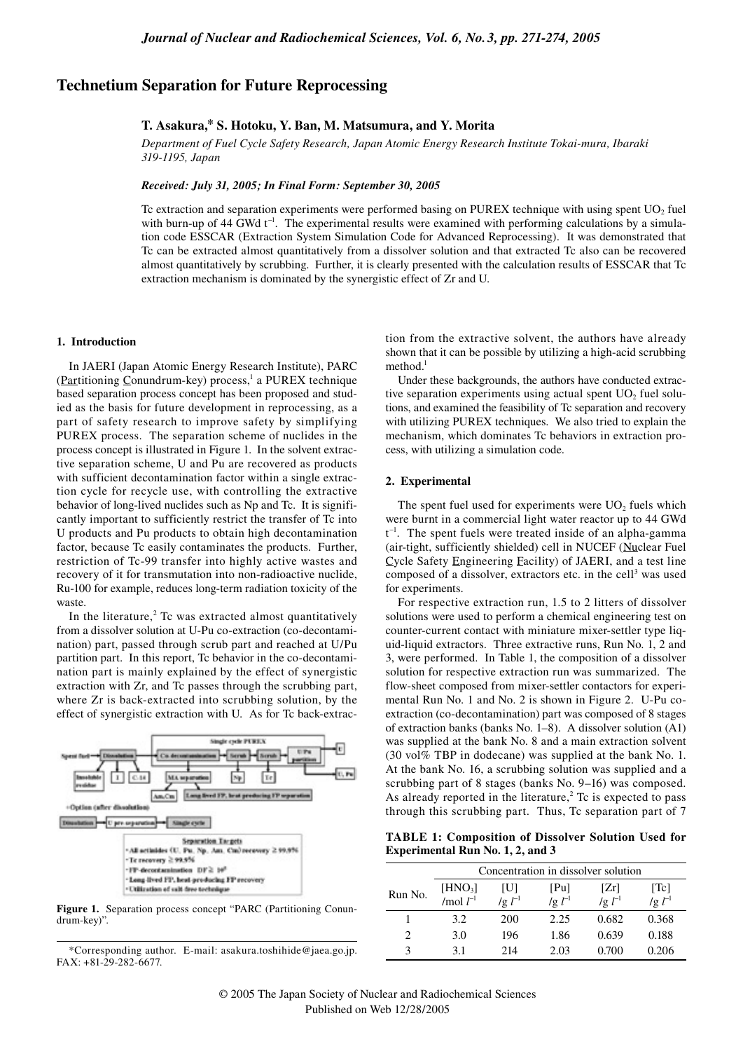# Technetium Separation for Future Reprocessing

**T. Asakura,* S. Hotoku, Y. Ban, M. Matsumura, and Y. Morita**

*Department of Fuel Cycle Safety Research, Japan Atomic Energy Research Institute Tokai-mura, Ibaraki 319-1195, Japan*

***Received: July 31, 2005; In Final Form: September 30, 2005***

Tc extraction and separation experiments were performed basing on PUREX technique with using spent $UO_2$ fuel with burn-up of 44 GWd $t^{-1}$. The experimental results were examined with performing calculations by a simulation code ESSCAR (Extraction System Simulation Code for Advanced Reprocessing). It was demonstrated that Tc can be extracted almost quantitatively from a dissolver solution and that extracted Tc also can be recovered almost quantitatively by scrubbing. Further, it is clearly presented with the calculation results of ESSCAR that Tc extraction mechanism is dominated by the synergistic effect of Zr and U.

## 1. Introduction

In JAERI (Japan Atomic Energy Research Institute), PARC (Partitioning Conundrum-key) process,[1] a PUREX technique based separation process concept has been proposed and studied as the basis for future development in reprocessing, as a part of safety research to improve safety by simplifying PUREX process. The separation scheme of nuclides in the process concept is illustrated in Figure 1. In the solvent extractive separation scheme, U and Pu are recovered as products with sufficient decontamination factor within a single extraction cycle for recycle use, with controlling the extractive behavior of long-lived nuclides such as Np and Tc. It is significantly important to sufficiently restrict the transfer of Tc into U products and Pu products to obtain high decontamination factor, because Tc easily contaminates the products. Further, restriction of Tc-99 transfer into highly active wastes and recovery of it for transmutation into non-radioactive nuclide, Ru-100 for example, reduces long-term radiation toxicity of the waste.

In the literature,[2] Tc was extracted almost quantitatively from a dissolver solution at U-Pu co-extraction (co-decontamination) part, passed through scrub part and reached at U/Pu partition part. In this report, Tc behavior in the co-decontamination part is mainly explained by the effect of synergistic extraction with Zr, and Tc passes through the scrubbing part, where Zr is back-extracted into scrubbing solution, by the effect of synergistic extraction with U. As for Tc back-extraction from the extractive solvent, the authors have already shown that it can be possible by utilizing a high-acid scrubbing method.[1]

**Figure 1.** Separation process concept "PARC (Partitioning Conundrum-key)".

Under these backgrounds, the authors have conducted extractive separation experiments using actual spent $UO_2$ fuel solutions, and examined the feasibility of Tc separation and recovery with utilizing PUREX techniques. We also tried to explain the mechanism, which dominates Tc behaviors in extraction process, with utilizing a simulation code.

## 2. Experimental

The spent fuel used for experiments were $UO_2$ fuels which were burnt in a commercial light water reactor up to 44 GWd $t^{-1}$. The spent fuels were treated inside of an alpha-gamma (air-tight, sufficiently shielded) cell in NUCEF (Nuclear Fuel Cycle Safety Engineering Facility) of JAERI, and a test line composed of a dissolver, extractors etc. in the cell[3] was used for experiments.

For respective extraction run, 1.5 to 2 litters of dissolver solutions were used to perform a chemical engineering test on counter-current contact with miniature mixer-settler type liquid-liquid extractors. Three extractive runs, Run No. 1, 2 and 3, were performed. In Table 1, the composition of a dissolver solution for respective extraction run was summarized. The flow-sheet composed from mixer-settler contactors for experimental Run No. 1 and No. 2 is shown in Figure 2. U-Pu co-extraction (co-decontamination) part was composed of 8 stages of extraction banks (banks No. 1–8). A dissolver solution (A1) was supplied at the bank No. 8 and a main extraction solvent (30 vol% TBP in dodecane) was supplied at the bank No. 1. At the bank No. 16, a scrubbing solution was supplied and a scrubbing part of 8 stages (banks No. 9–16) was composed. As already reported in the literature,[2] Tc is expected to pass through this scrubbing part. Thus, Tc separation part of 7

**TABLE 1: Composition of Dissolver Solution Used for Experimental Run No. 1, 2, and 3**

| Run No. | Concentration in dissolver solution | | | | |
|---|---|---|---|---|---|
| | $[HNO_3]$ /mol $l^{-1}$ | [U] /g $l^{-1}$ | [Pu] /g $l^{-1}$ | [Zr] /g $l^{-1}$ | [Tc] /g $l^{-1}$ |
| 1 | 3.2 | 200 | 2.25 | 0.682 | 0.368 |
| 2 | 3.0 | 196 | 1.86 | 0.639 | 0.188 |
| 3 | 3.1 | 214 | 2.03 | 0.700 | 0.206 |

*Corresponding author. E-mail: asakura.toshihide@jaea.go.jp. FAX: +81-29-282-6677.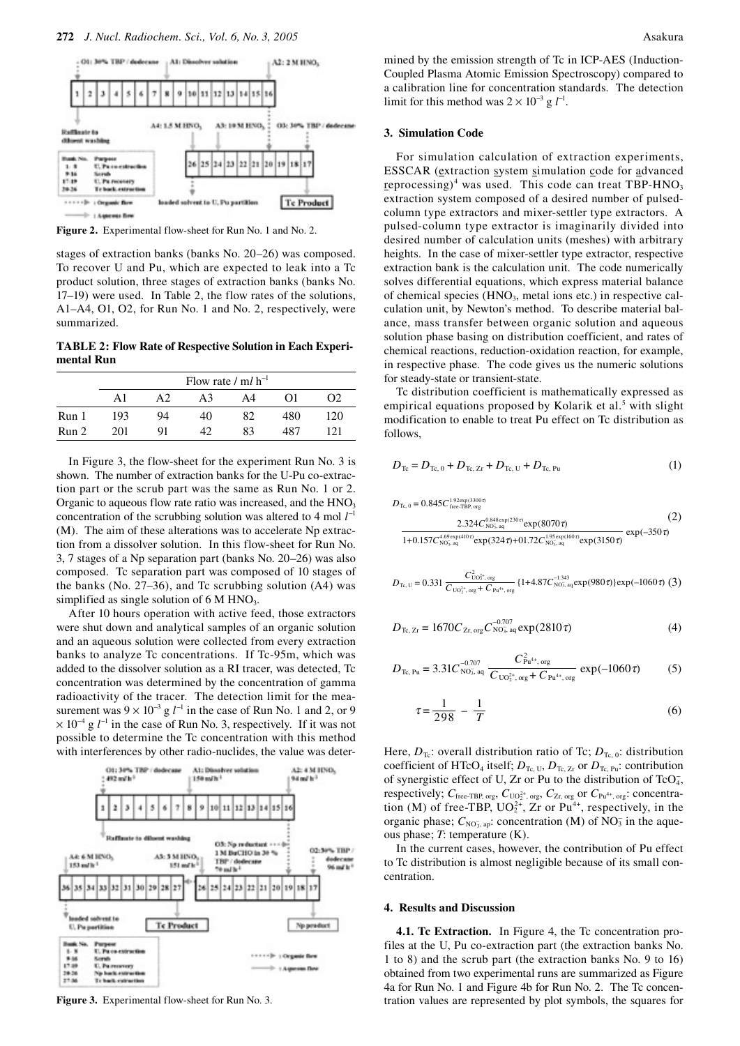**Figure 2.** Experimental flow-sheet for Run No. 1 and No. 2.

stages of extraction banks (banks No. 20–26) was composed. To recover U and Pu, which are expected to leak into a Tc product solution, three stages of extraction banks (banks No. 17–19) were used. In Table 2, the flow rates of the solutions, A1–A4, O1, O2, for Run No. 1 and No. 2, respectively, were summarized.

**TABLE 2: Flow Rate of Respective Solution in Each Experimental Run**

| | Flow rate / m$l$ h$^{-1}$ | | | | | |
|---|---|---|---|---|---|---|
| | A1 | A2 | A3 | A4 | O1 | O2 |
| Run 1 | 193 | 94 | 40 | 82 | 480 | 120 |
| Run 2 | 201 | 91 | 42 | 83 | 487 | 121 |

In Figure 3, the flow-sheet for the experiment Run No. 3 is shown. The number of extraction banks for the U-Pu co-extraction part or the scrub part was the same as Run No. 1 or 2. Organic to aqueous flow rate ratio was increased, and the $HNO_3$ concentration of the scrubbing solution was altered to 4 mol $l^{-1}$ (M). The aim of these alterations was to accelerate Np extraction from a dissolver solution. In this flow-sheet for Run No. 3, 7 stages of a Np separation part (banks No. 20–26) was also composed. Tc separation part was composed of 10 stages of the banks (No. 27–36), and Tc scrubbing solution (A4) was simplified as single solution of 6 M $HNO_3$.

After 10 hours operation with active feed, those extractors were shut down and analytical samples of an organic solution and an aqueous solution were collected from every extraction banks to analyze Tc concentrations. If Tc-95m, which was added to the dissolver solution as a RI tracer, was detected, Tc concentration was determined by the concentration of gamma radioactivity of the tracer. The detection limit for the measurement was $9 \times 10^{-3}$ g $l^{-1}$ in the case of Run No. 1 and 2, or $9 \times 10^{-4}$ g $l^{-1}$ in the case of Run No. 3, respectively. If it was not possible to determine the Tc concentration with this method with interferences by other radio-nuclides, the value was determined by the emission strength of Tc in ICP-AES (Induction-Coupled Plasma Atomic Emission Spectroscopy) compared to a calibration line for concentration standards. The detection limit for this method was $2 \times 10^{-3}$ g $l^{-1}$.

**Figure 3.** Experimental flow-sheet for Run No. 3.

### 3. Simulation Code

For simulation calculation of extraction experiments, ESSCAR (extraction system simulation code for advanced reprocessing)[4] was used. This code can treat TBP-$HNO_3$ extraction system composed of a desired number of pulsed-column type extractors and mixer-settler type extractors. A pulsed-column type extractor is imaginarily divided into desired number of calculation units (meshes) with arbitrary heights. In the case of mixer-settler type extractor, respective extraction bank is the calculation unit. The code numerically solves differential equations, which express material balance of chemical species ($HNO_3$, metal ions etc.) in respective calculation unit, by Newton's method. To describe material balance, mass transfer between organic solution and aqueous solution phase basing on distribution coefficient, and rates of chemical reactions, reduction-oxidation reaction, for example, in respective phase. The code gives us the numeric solutions for steady-state or transient-state.

Tc distribution coefficient is mathematically expressed as empirical equations proposed by Kolarik et al.[5] with slight modification to enable to treat Pu effect on Tc distribution as follows,

$$D_{Tc} = D_{Tc,0} + D_{Tc,Zr} + D_{Tc,U} + D_{Tc,Pu} \tag{1}$$

$$D_{Tc,0} = 0.845 C_{\text{free-TBP, org}}^{1.92\exp(3300\tau)} \frac{2.324 C_{NO_3^-,aq}^{0.848\exp(230\tau)} \exp(8070\tau)}{1+0.157 C_{NO_3^-,aq}^{4.69\exp(410\tau)} \exp(324\tau) + 01.72 C_{NO_3^-,aq}^{1.95\exp(160\tau)} \exp(3150\tau)} \exp(-350\tau) \tag{2}$$

$$D_{Tc,U} = 0.331 \frac{C_{UO_2^{2+},org}^2}{C_{UO_2^{2+},org} + C_{Pu^{4+},org}} \{1 + 4.87 C_{NO_3^-,aq}^{-1.343} \exp(980\tau)\} \exp(-1060\tau) \tag{3}$$

$$D_{Tc,Zr} = 1670 C_{Zr,org} C_{NO_3^-,aq}^{-0.707} \exp(2810\tau) \tag{4}$$

$$D_{Tc,Pu} = 3.31 C_{NO_3^-,aq}^{-0.707} \frac{C_{Pu^{4+},org}^2}{C_{UO_2^{2+},org} + C_{Pu^{4+},org}} \exp(-1060\tau) \tag{5}$$

$$\tau = \frac{1}{298} - \frac{1}{T} \tag{6}$$

Here, $D_{Tc}$: overall distribution ratio of Tc; $D_{Tc,0}$: distribution coefficient of $HTcO_4$ itself; $D_{Tc,U}$, $D_{Tc,Zr}$ or $D_{Tc,Pu}$: contribution of synergistic effect of U, Zr or Pu to the distribution of $TcO_4^-$, respectively; $C_{\text{free-TBP, org}}$, $C_{UO_2^{2+},org}$, $C_{Zr,org}$ or $C_{Pu^{4+},org}$: concentration (M) of free-TBP, $UO_2^{2+}$, Zr or $Pu^{4+}$, respectively, in the organic phase; $C_{NO_3^-,ap}$: concentration (M) of $NO_3^-$ in the aqueous phase; $T$: temperature (K).

In the current cases, however, the contribution of Pu effect to Tc distribution is almost negligible because of its small concentration.

### 4. Results and Discussion

**4.1. Tc Extraction.** In Figure 4, the Tc concentration profiles at the U, Pu co-extraction part (the extraction banks No. 1 to 8) and the scrub part (the extraction banks No. 9 to 16) obtained from two experimental runs are summarized as Figure 4a for Run No. 1 and Figure 4b for Run No. 2. The Tc concentration values are represented by plot symbols, the squares for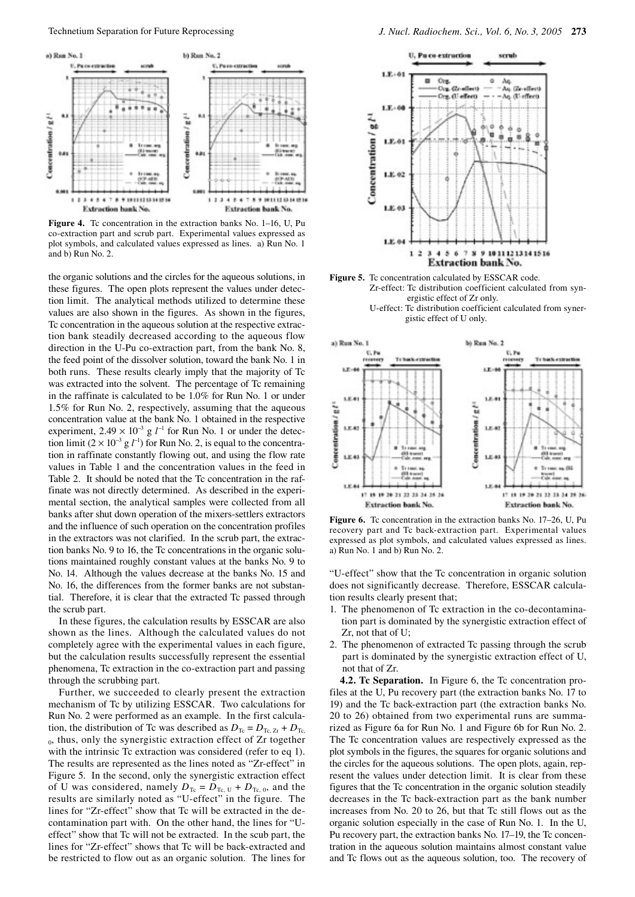**Figure 4.** Tc concentration in the extraction banks No. 1–16, U, Pu co-extraction part and scrub part. Experimental values expressed as plot symbols, and calculated values expressed as lines. a) Run No. 1 and b) Run No. 2.

the organic solutions and the circles for the aqueous solutions, in these figures. The open plots represent the values under detection limit. The analytical methods utilized to determine these values are also shown in the figures. As shown in the figures, Tc concentration in the aqueous solution at the respective extraction bank steadily decreased according to the aqueous flow direction in the U-Pu co-extraction part, from the bank No. 8, the feed point of the dissolver solution, toward the bank No. 1 in both runs. These results clearly imply that the majority of Tc was extracted into the solvent. The percentage of Tc remaining in the raffinate is calculated to be 1.0% for Run No. 1 or under 1.5% for Run No. 2, respectively, assuming that the aqueous concentration value at the bank No. 1 obtained in the respective experiment, $2.49 \times 10^{-3}$ g $l^{-1}$ for Run No. 1 or under the detection limit ($2 \times 10^{-3}$ g $l^{-1}$) for Run No. 2, is equal to the concentration in raffinate constantly flowing out, and using the flow rate values in Table 1 and the concentration values in the feed in Table 2. It should be noted that the Tc concentration in the raffinate was not directly determined. As described in the experimental section, the analytical samples were collected from all banks after shut down operation of the mixers-settlers extractors and the influence of such operation on the concentration profiles in the extractors was not clarified. In the scrub part, the extraction banks No. 9 to 16, the Tc concentrations in the organic solutions maintained roughly constant values at the banks No. 9 to No. 14. Although the values decrease at the banks No. 15 and No. 16, the differences from the former banks are not substantial. Therefore, it is clear that the extracted Tc passed through the scrub part.

In these figures, the calculation results by ESSCAR are also shown as the lines. Although the calculated values do not completely agree with the experimental values in each figure, but the calculation results successfully represent the essential phenomena, Tc extraction in the co-extraction part and passing through the scrubbing part.

Further, we succeeded to clearly present the extraction mechanism of Tc by utilizing ESSCAR. Two calculations for Run No. 2 were performed as an example. In the first calculation, the distribution of Tc was described as $D_{\mathrm{Tc}} = D_{\mathrm{Tc,\,Zr}} + D_{\mathrm{Tc,\,0}}$, thus, only the synergistic extraction effect of Zr together with the intrinsic Tc extraction was considered (refer to eq 1). The results are represented as the lines noted as "Zr-effect" in Figure 5. In the second, only the synergistic extraction effect of U was considered, namely $D_{\mathrm{Tc}} = D_{\mathrm{Tc,\,U}} + D_{\mathrm{Tc,\,0}}$, and the results are similarly noted as "U-effect" in the figure. The lines for "Zr-effect" show that Tc will be extracted in the decontamination part with. On the other hand, the lines for "U-effect" show that Tc will not be extracted. In the scub part, the lines for "Zr-effect" shows that Tc will be back-extracted and be restricted to flow out as an organic solution. The lines for "U-effect" show that the Tc concentration in organic solution does not significantly decrease. Therefore, ESSCAR calculation results clearly present that;

1. The phenomenon of Tc extraction in the co-decontamination part is dominated by the synergistic extraction effect of Zr, not that of U;
2. The phenomenon of extracted Tc passing through the scrub part is dominated by the synergistic extraction effect of U, not that of Zr.

**Figure 5.** Tc concentration calculated by ESSCAR code.
Zr-effect: Tc distribution coefficient calculated from synergistic effect of Zr only.
U-effect: Tc distribution coefficient calculated from synergistic effect of U only.

**Figure 6.** Tc concentration in the extraction banks No. 17–26, U, Pu recovery part and Tc back-extraction part. Experimental values expressed as plot symbols, and calculated values expressed as lines. a) Run No. 1 and b) Run No. 2.

**4.2. Tc Separation.** In Figure 6, the Tc concentration profiles at the U, Pu recovery part (the extraction banks No. 17 to 19) and the Tc back-extraction part (the extraction banks No. 20 to 26) obtained from two experimental runs are summarized as Figure 6a for Run No. 1 and Figure 6b for Run No. 2. The Tc concentration values are respectively expressed as the plot symbols in the figures, the squares for organic solutions and the circles for the aqueous solutions. The open plots, again, represent the values under detection limit. It is clear from these figures that the Tc concentration in the organic solution steadily decreases in the Tc back-extraction part as the bank number increases from No. 20 to 26, but that Tc still flows out as the organic solution especially in the case of Run No. 1. In the U, Pu recovery part, the extraction banks No. 17–19, the Tc concentration in the aqueous solution maintains almost constant value and Tc flows out as the aqueous solution, too. The recovery of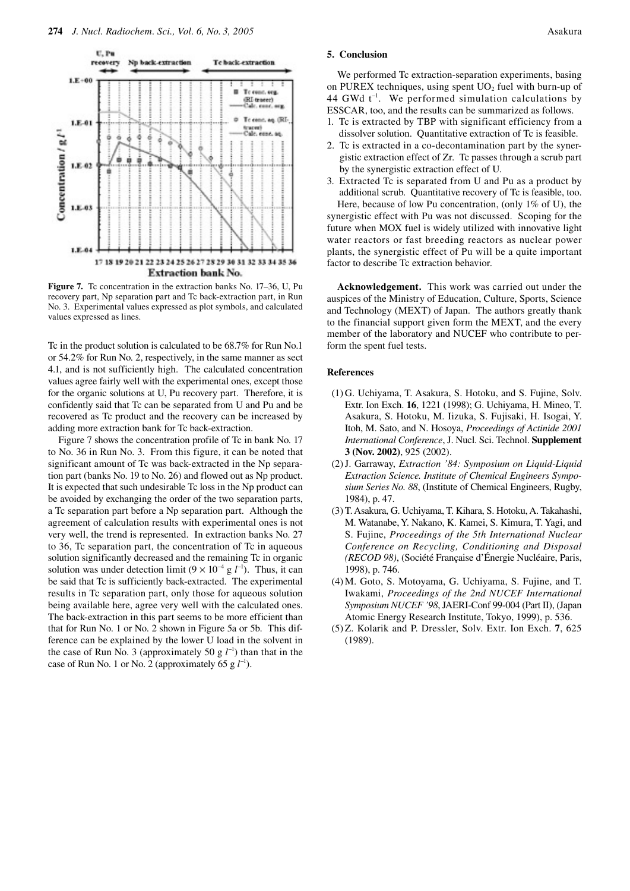U, Pu recovery
Np back-extraction
Tc back-extraction

1.E+00
1.E-01
1.E-02
1.E-03
1.E-04

Concentration / g $l^{-1}$

Tc conc. org. (RI tracer)
Calc. conc. org.
Tc conc. aq. (RI-tracer)
Calc. conc. aq.

17 18 19 20 21 22 23 24 25 26 27 28 29 30 31 32 33 34 35 36
Extraction bank No.

**Figure 7.** Tc concentration in the extraction banks No. 17–36, U, Pu recovery part, Np separation part and Tc back-extraction part, in Run No. 3. Experimental values expressed as plot symbols, and calculated values expressed as lines.

Tc in the product solution is calculated to be 68.7% for Run No.1 or 54.2% for Run No. 2, respectively, in the same manner as sect 4.1, and is not sufficiently high. The calculated concentration values agree fairly well with the experimental ones, except those for the organic solutions at U, Pu recovery part. Therefore, it is confidently said that Tc can be separated from U and Pu and be recovered as Tc product and the recovery can be increased by adding more extraction bank for Tc back-extraction.

Figure 7 shows the concentration profile of Tc in bank No. 17 to No. 36 in Run No. 3. From this figure, it can be noted that significant amount of Tc was back-extracted in the Np separation part (banks No. 19 to No. 26) and flowed out as Np product. It is expected that such undesirable Tc loss in the Np product can be avoided by exchanging the order of the two separation parts, a Tc separation part before a Np separation part. Although the agreement of calculation results with experimental ones is not very well, the trend is represented. In extraction banks No. 27 to 36, Tc separation part, the concentration of Tc in aqueous solution significantly decreased and the remaining Tc in organic solution was under detection limit ($9 \times 10^{-4}$ g $l^{-1}$). Thus, it can be said that Tc is sufficiently back-extracted. The experimental results in Tc separation part, only those for aqueous solution being available here, agree very well with the calculated ones. The back-extraction in this part seems to be more efficient than that for Run No. 1 or No. 2 shown in Figure 5a or 5b. This difference can be explained by the lower U load in the solvent in the case of Run No. 3 (approximately 50 g $l^{-1}$) than that in the case of Run No. 1 or No. 2 (approximately 65 g $l^{-1}$).

## 5. Conclusion

We performed Tc extraction-separation experiments, basing on PUREX techniques, using spent $UO_2$ fuel with burn-up of 44 GWd $t^{-1}$. We performed simulation calculations by ESSCAR, too, and the results can be summarized as follows.

1. Tc is extracted by TBP with significant efficiency from a dissolver solution. Quantitative extraction of Tc is feasible.
2. Tc is extracted in a co-decontamination part by the synergistic extraction effect of Zr. Tc passes through a scrub part by the synergistic extraction effect of U.
3. Extracted Tc is separated from U and Pu as a product by additional scrub. Quantitative recovery of Tc is feasible, too.

Here, because of low Pu concentration, (only 1% of U), the synergistic effect with Pu was not discussed. Scoping for the future when MOX fuel is widely utilized with innovative light water reactors or fast breeding reactors as nuclear power plants, the synergistic effect of Pu will be a quite important factor to describe Tc extraction behavior.

**Acknowledgement.** This work was carried out under the auspices of the Ministry of Education, Culture, Sports, Science and Technology (MEXT) of Japan. The authors greatly thank to the financial support given form the MEXT, and the every member of the laboratory and NUCEF who contribute to perform the spent fuel tests.

## References

(1) G. Uchiyama, T. Asakura, S. Hotoku, and S. Fujine, Solv. Extr. Ion Exch. **16**, 1221 (1998); G. Uchiyama, H. Mineo, T. Asakura, S. Hotoku, M. Iizuka, S. Fujisaki, H. Isogai, Y. Itoh, M. Sato, and N. Hosoya, *Proceedings of Actinide 2001 International Conference*, J. Nucl. Sci. Technol. **Supplement 3 (Nov. 2002)**, 925 (2002).

(2) J. Garraway, *Extraction '84: Symposium on Liquid-Liquid Extraction Science. Institute of Chemical Engineers Symposium Series No. 88*, (Institute of Chemical Engineers, Rugby, 1984), p. 47.

(3) T. Asakura, G. Uchiyama, T. Kihara, S. Hotoku, A. Takahashi, M. Watanabe, Y. Nakano, K. Kamei, S. Kimura, T. Yagi, and S. Fujine, *Proceedings of the 5th International Nuclear Conference on Recycling, Conditioning and Disposal (RECOD 98)*, (Société Française d'Énergie Nucléaire, Paris, 1998), p. 746.

(4) M. Goto, S. Motoyama, G. Uchiyama, S. Fujine, and T. Iwakami, *Proceedings of the 2nd NUCEF International Symposium NUCEF '98*, JAERI-Conf 99-004 (Part II), (Japan Atomic Energy Research Institute, Tokyo, 1999), p. 536.

(5) Z. Kolarik and P. Dressler, Solv. Extr. Ion Exch. **7**, 625 (1989).